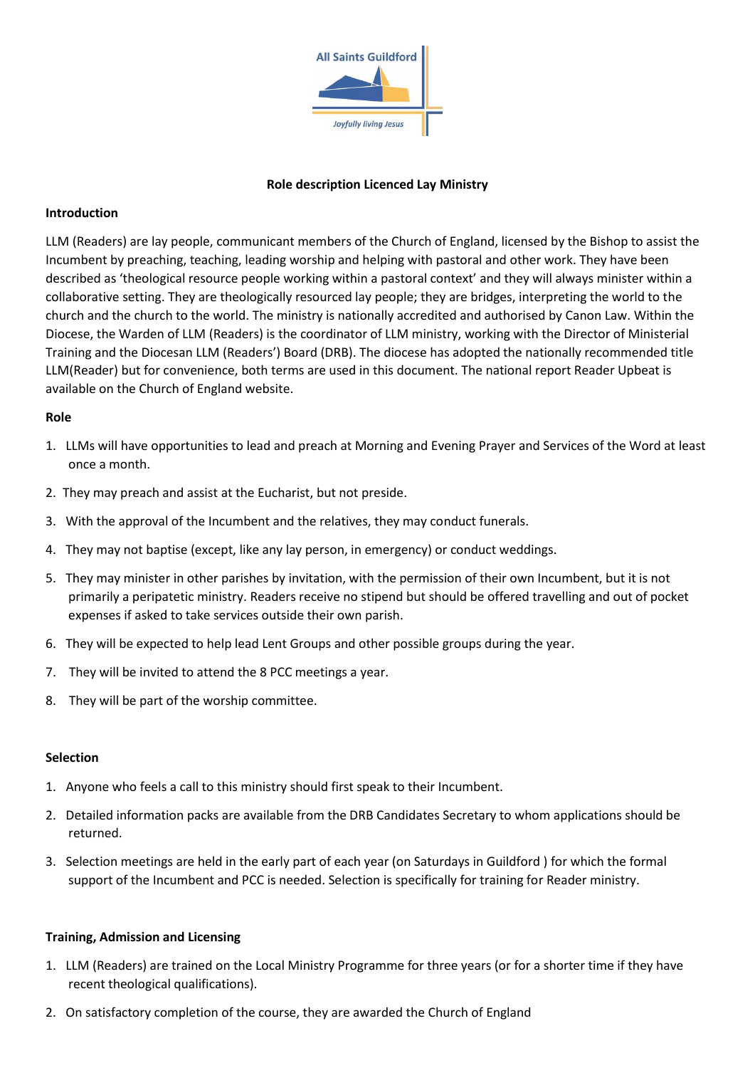All Saints Guildford

*Joyfully living Jesus*

**Role description Licenced Lay Ministry**

**Introduction**

LLM (Readers) are lay people, communicant members of the Church of England, licensed by the Bishop to assist the Incumbent by preaching, teaching, leading worship and helping with pastoral and other work. They have been described as 'theological resource people working within a pastoral context' and they will always minister within a collaborative setting. They are theologically resourced lay people; they are bridges, interpreting the world to the church and the church to the world. The ministry is nationally accredited and authorised by Canon Law. Within the Diocese, the Warden of LLM (Readers) is the coordinator of LLM ministry, working with the Director of Ministerial Training and the Diocesan LLM (Readers') Board (DRB). The diocese has adopted the nationally recommended title LLM(Reader) but for convenience, both terms are used in this document. The national report Reader Upbeat is available on the Church of England website.

**Role**

1. LLMs will have opportunities to lead and preach at Morning and Evening Prayer and Services of the Word at least once a month.
2. They may preach and assist at the Eucharist, but not preside.
3. With the approval of the Incumbent and the relatives, they may conduct funerals.
4. They may not baptise (except, like any lay person, in emergency) or conduct weddings.
5. They may minister in other parishes by invitation, with the permission of their own Incumbent, but it is not primarily a peripatetic ministry. Readers receive no stipend but should be offered travelling and out of pocket expenses if asked to take services outside their own parish.
6. They will be expected to help lead Lent Groups and other possible groups during the year.
7. They will be invited to attend the 8 PCC meetings a year.
8. They will be part of the worship committee.

**Selection**

1. Anyone who feels a call to this ministry should first speak to their Incumbent.
2. Detailed information packs are available from the DRB Candidates Secretary to whom applications should be returned.
3. Selection meetings are held in the early part of each year (on Saturdays in Guildford ) for which the formal support of the Incumbent and PCC is needed. Selection is specifically for training for Reader ministry.

**Training, Admission and Licensing**

1. LLM (Readers) are trained on the Local Ministry Programme for three years (or for a shorter time if they have recent theological qualifications).
2. On satisfactory completion of the course, they are awarded the Church of England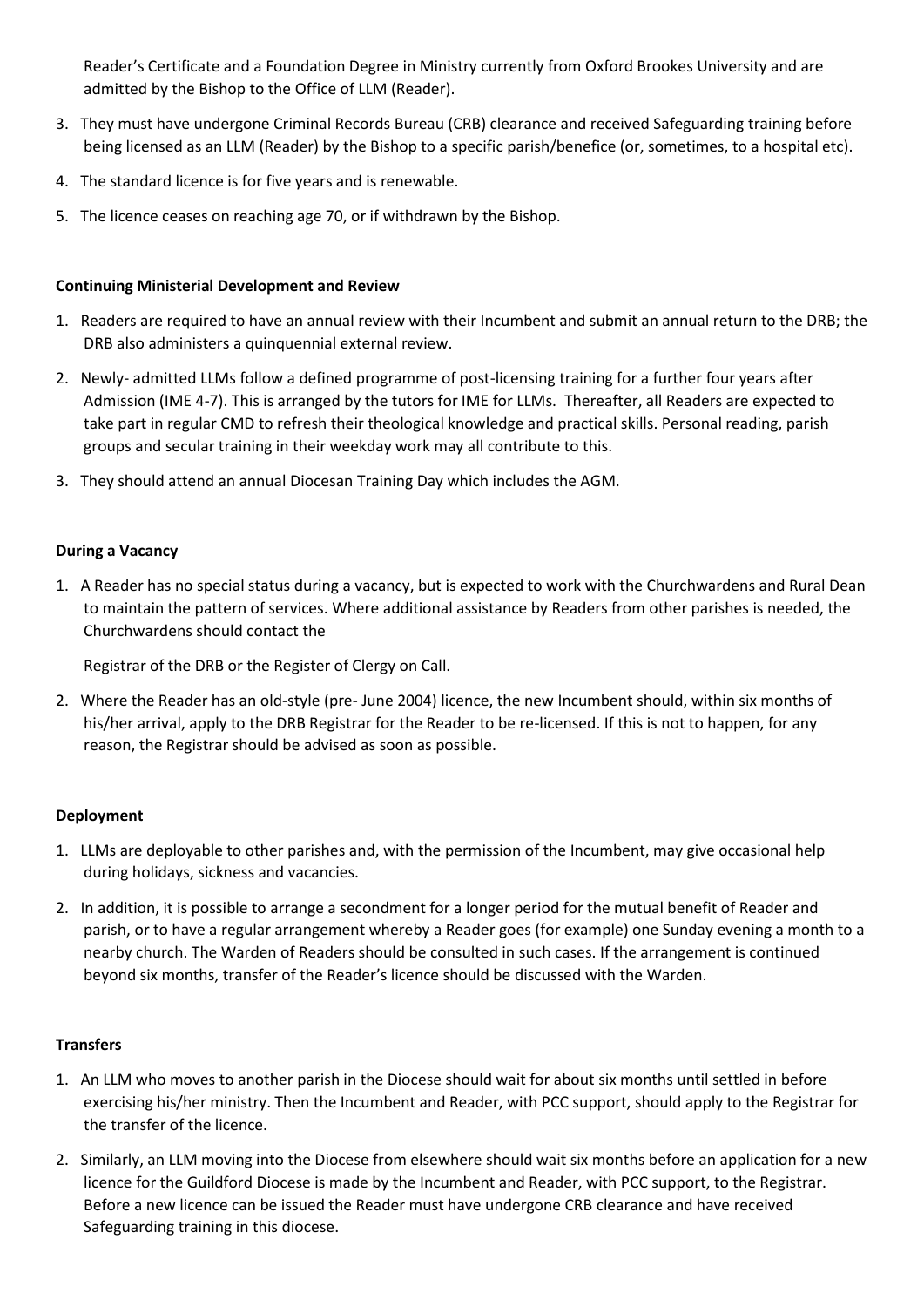Reader's Certificate and a Foundation Degree in Ministry currently from Oxford Brookes University and are admitted by the Bishop to the Office of LLM (Reader).

3. They must have undergone Criminal Records Bureau (CRB) clearance and received Safeguarding training before being licensed as an LLM (Reader) by the Bishop to a specific parish/benefice (or, sometimes, to a hospital etc).
4. The standard licence is for five years and is renewable.
5. The licence ceases on reaching age 70, or if withdrawn by the Bishop.

**Continuing Ministerial Development and Review**

1. Readers are required to have an annual review with their Incumbent and submit an annual return to the DRB; the DRB also administers a quinquennial external review.
2. Newly- admitted LLMs follow a defined programme of post-licensing training for a further four years after Admission (IME 4-7). This is arranged by the tutors for IME for LLMs. Thereafter, all Readers are expected to take part in regular CMD to refresh their theological knowledge and practical skills. Personal reading, parish groups and secular training in their weekday work may all contribute to this.
3. They should attend an annual Diocesan Training Day which includes the AGM.

**During a Vacancy**

1. A Reader has no special status during a vacancy, but is expected to work with the Churchwardens and Rural Dean to maintain the pattern of services. Where additional assistance by Readers from other parishes is needed, the Churchwardens should contact the

   Registrar of the DRB or the Register of Clergy on Call.
2. Where the Reader has an old-style (pre- June 2004) licence, the new Incumbent should, within six months of his/her arrival, apply to the DRB Registrar for the Reader to be re-licensed. If this is not to happen, for any reason, the Registrar should be advised as soon as possible.

**Deployment**

1. LLMs are deployable to other parishes and, with the permission of the Incumbent, may give occasional help during holidays, sickness and vacancies.
2. In addition, it is possible to arrange a secondment for a longer period for the mutual benefit of Reader and parish, or to have a regular arrangement whereby a Reader goes (for example) one Sunday evening a month to a nearby church. The Warden of Readers should be consulted in such cases. If the arrangement is continued beyond six months, transfer of the Reader's licence should be discussed with the Warden.

**Transfers**

1. An LLM who moves to another parish in the Diocese should wait for about six months until settled in before exercising his/her ministry. Then the Incumbent and Reader, with PCC support, should apply to the Registrar for the transfer of the licence.
2. Similarly, an LLM moving into the Diocese from elsewhere should wait six months before an application for a new licence for the Guildford Diocese is made by the Incumbent and Reader, with PCC support, to the Registrar. Before a new licence can be issued the Reader must have undergone CRB clearance and have received Safeguarding training in this diocese.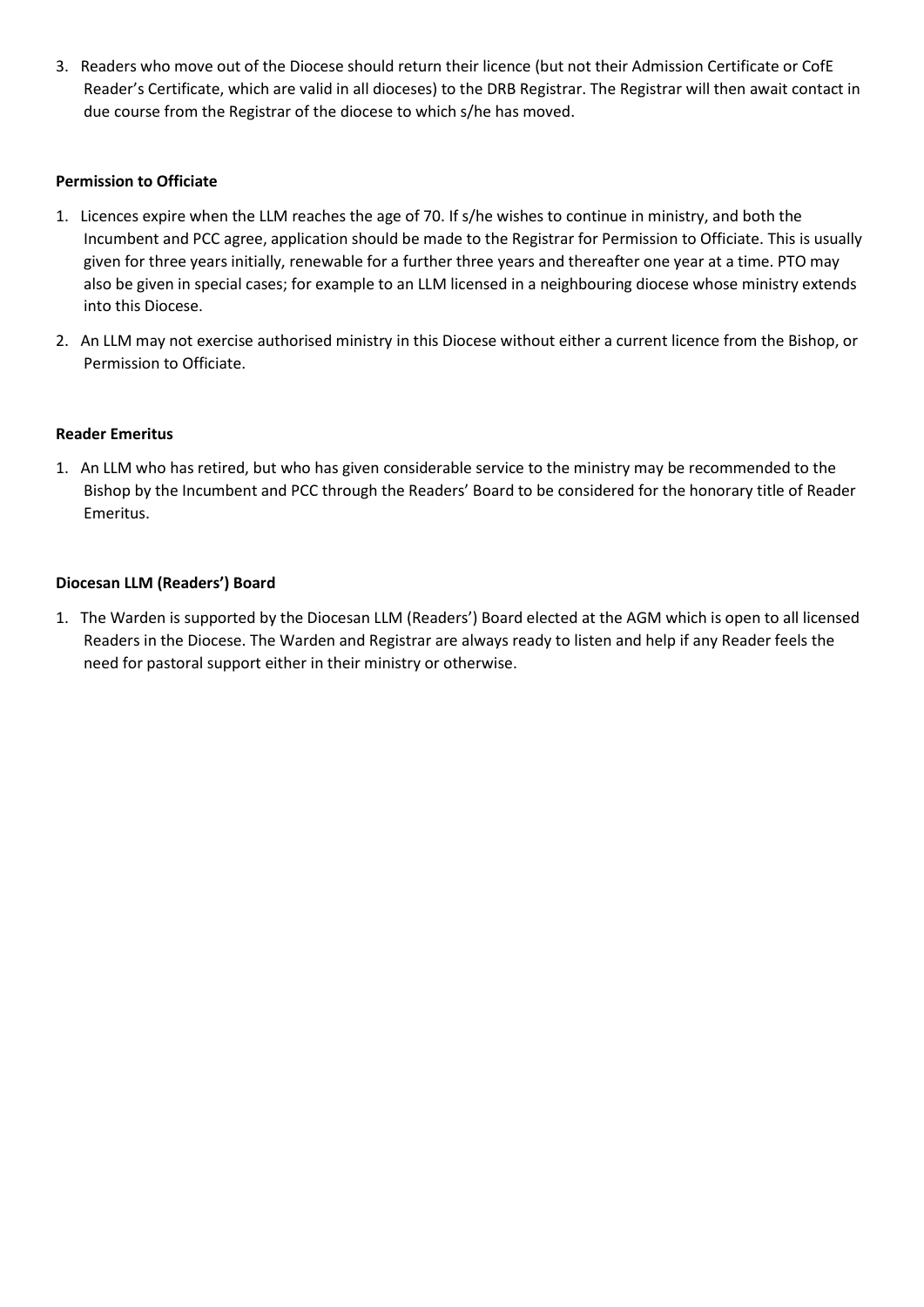3. Readers who move out of the Diocese should return their licence (but not their Admission Certificate or CofE Reader's Certificate, which are valid in all dioceses) to the DRB Registrar. The Registrar will then await contact in due course from the Registrar of the diocese to which s/he has moved.

**Permission to Officiate**

1. Licences expire when the LLM reaches the age of 70. If s/he wishes to continue in ministry, and both the Incumbent and PCC agree, application should be made to the Registrar for Permission to Officiate. This is usually given for three years initially, renewable for a further three years and thereafter one year at a time. PTO may also be given in special cases; for example to an LLM licensed in a neighbouring diocese whose ministry extends into this Diocese.
2. An LLM may not exercise authorised ministry in this Diocese without either a current licence from the Bishop, or Permission to Officiate.

**Reader Emeritus**

1. An LLM who has retired, but who has given considerable service to the ministry may be recommended to the Bishop by the Incumbent and PCC through the Readers' Board to be considered for the honorary title of Reader Emeritus.

**Diocesan LLM (Readers') Board**

1. The Warden is supported by the Diocesan LLM (Readers') Board elected at the AGM which is open to all licensed Readers in the Diocese. The Warden and Registrar are always ready to listen and help if any Reader feels the need for pastoral support either in their ministry or otherwise.